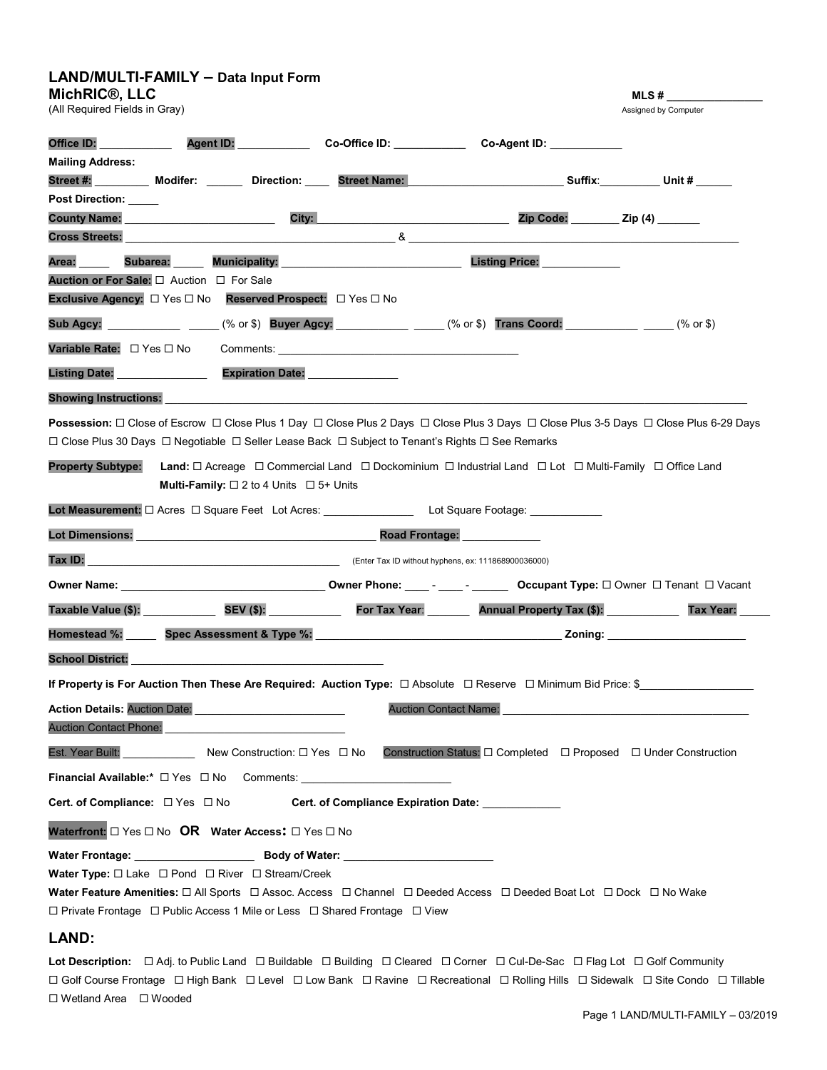# LAND/MULTI-FAMILY – Data Input Form

**MichRIC®, LLC**

(All Required Fields in Gray)

**MLS #** ________________
Assigned by Computer

**Office ID:** ____________ **Agent ID:** ____________ **Co-Office ID:** ____________ **Co-Agent ID:** ____________

**Mailing Address:**

**Street #:** _________ **Modifer:** ______ **Direction:** ____ **Street Name:** __________________________ **Suffix**:__________ **Unit #** ______

**Post Direction:** _____

**County Name:** _________________________ **City:** ________________________________ **Zip Code:** ________ **Zip (4)** _______

**Cross Streets:** _____________________________________________ & _______________________________________________________

**Area:** _____ **Subarea:** _____ **Municipality:** ______________________________ **Listing Price:** _____________

**Auction or For Sale:** ☐ Auction ☐ For Sale

**Exclusive Agency:** ☐ Yes ☐ No **Reserved Prospect:** ☐ Yes ☐ No

**Sub Agcy:** ____________ _____ (% or $) **Buyer Agcy:** ____________ _____ (% or $) **Trans Coord:** ____________ _____ (% or $)

**Variable Rate:** ☐ Yes ☐ No Comments: ________________________________________

**Listing Date:** _______________ **Expiration Date:** _______________

**Showing Instructions:** ______________________________________________________________________________________

**Possession:** ☐ Close of Escrow ☐ Close Plus 1 Day ☐ Close Plus 2 Days ☐ Close Plus 3 Days ☐ Close Plus 3-5 Days ☐ Close Plus 6-29 Days ☐ Close Plus 30 Days ☐ Negotiable ☐ Seller Lease Back ☐ Subject to Tenant's Rights ☐ See Remarks

**Property Subtype:** **Land:** ☐ Acreage ☐ Commercial Land ☐ Dockominium ☐ Industrial Land ☐ Lot ☐ Multi-Family ☐ Office Land
**Multi-Family:** ☐ 2 to 4 Units ☐ 5+ Units

**Lot Measurement:** ☐ Acres ☐ Square Feet Lot Acres: _______________ Lot Square Footage: ____________

**Lot Dimensions:** ________________________________________ **Road Frontage:** _____________

**Tax ID:** __________________________________________ (Enter Tax ID without hyphens, ex: 111868900036000)

**Owner Name:** ___________________________________ **Owner Phone:** ____ - ____ - ______ **Occupant Type:** ☐ Owner ☐ Tenant ☐ Vacant

**Taxable Value ($):** ____________ **SEV ($):** ____________ **For Tax Year**: _______ **Annual Property Tax ($):** ____________ **Tax Year:** _____

**Homestead %:** _____ **Spec Assessment & Type %:** ________________________________________ **Zoning:** ______________________

**School District:** __________________________________________

**If Property is For Auction Then These Are Required: Auction Type:** ☐ Absolute ☐ Reserve ☐ Minimum Bid Price: $___________________

**Action Details:** Auction Date: ________________________ Auction Contact Name: __________________________________________

Auction Contact Phone: ______________________________

Est. Year Built: ____________ New Construction: ☐ Yes ☐ No Construction Status: ☐ Completed ☐ Proposed ☐ Under Construction

**Financial Available:*** ☐ Yes ☐ No Comments: _________________________

**Cert. of Compliance:** ☐ Yes ☐ No **Cert. of Compliance Expiration Date:** _____________

**Waterfront:** ☐ Yes ☐ No **OR** **Water Access:** ☐ Yes ☐ No

**Water Frontage:** ____________________ **Body of Water:** _________________________

**Water Type:** ☐ Lake ☐ Pond ☐ River ☐ Stream/Creek

**Water Feature Amenities:** ☐ All Sports ☐ Assoc. Access ☐ Channel ☐ Deeded Access ☐ Deeded Boat Lot ☐ Dock ☐ No Wake ☐ Private Frontage ☐ Public Access 1 Mile or Less ☐ Shared Frontage ☐ View

## LAND:

**Lot Description:** ☐ Adj. to Public Land ☐ Buildable ☐ Building ☐ Cleared ☐ Corner ☐ Cul-De-Sac ☐ Flag Lot ☐ Golf Community ☐ Golf Course Frontage ☐ High Bank ☐ Level ☐ Low Bank ☐ Ravine ☐ Recreational ☐ Rolling Hills ☐ Sidewalk ☐ Site Condo ☐ Tillable ☐ Wetland Area ☐ Wooded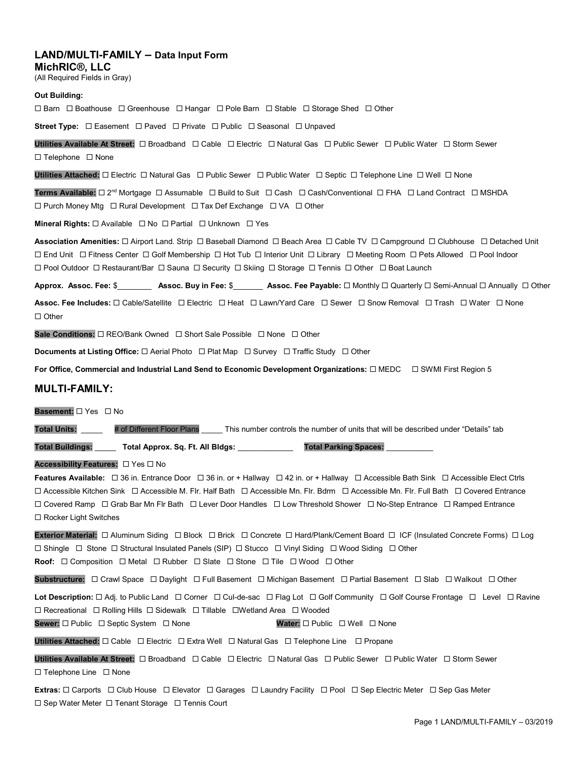# LAND/MULTI-FAMILY – Data Input Form

**MichRIC®, LLC**

(All Required Fields in Gray)

**Out Building:**
☐ Barn ☐ Boathouse ☐ Greenhouse ☐ Hangar ☐ Pole Barn ☐ Stable ☐ Storage Shed ☐ Other

**Street Type:** ☐ Easement ☐ Paved ☐ Private ☐ Public ☐ Seasonal ☐ Unpaved

**Utilities Available At Street:** ☐ Broadband ☐ Cable ☐ Electric ☐ Natural Gas ☐ Public Sewer ☐ Public Water ☐ Storm Sewer ☐ Telephone ☐ None

**Utilities Attached:** ☐ Electric ☐ Natural Gas ☐ Public Sewer ☐ Public Water ☐ Septic ☐ Telephone Line ☐ Well ☐ None

**Terms Available:** ☐ 2nd Mortgage ☐ Assumable ☐ Build to Suit ☐ Cash ☐ Cash/Conventional ☐ FHA ☐ Land Contract ☐ MSHDA ☐ Purch Money Mtg ☐ Rural Development ☐ Tax Def Exchange ☐ VA ☐ Other

**Mineral Rights:** ☐ Available ☐ No ☐ Partial ☐ Unknown ☐ Yes

**Association Amenities:** ☐ Airport Land. Strip ☐ Baseball Diamond ☐ Beach Area ☐ Cable TV ☐ Campground ☐ Clubhouse ☐ Detached Unit ☐ End Unit ☐ Fitness Center ☐ Golf Membership ☐ Hot Tub ☐ Interior Unit ☐ Library ☐ Meeting Room ☐ Pets Allowed ☐ Pool Indoor ☐ Pool Outdoor ☐ Restaurant/Bar ☐ Sauna ☐ Security ☐ Skiing ☐ Storage ☐ Tennis ☐ Other ☐ Boat Launch

**Approx. Assoc. Fee:** $________ **Assoc. Buy in Fee:** $_______ **Assoc. Fee Payable:** ☐ Monthly ☐ Quarterly ☐ Semi-Annual ☐ Annually ☐ Other

**Assoc. Fee Includes:** ☐ Cable/Satellite ☐ Electric ☐ Heat ☐ Lawn/Yard Care ☐ Sewer ☐ Snow Removal ☐ Trash ☐ Water ☐ None ☐ Other

**Sale Conditions:** ☐ REO/Bank Owned ☐ Short Sale Possible ☐ None ☐ Other

**Documents at Listing Office:** ☐ Aerial Photo ☐ Plat Map ☐ Survey ☐ Traffic Study ☐ Other

**For Office, Commercial and Industrial Land Send to Economic Development Organizations:** ☐ MEDC ☐ SWMI First Region 5

## MULTI-FAMILY:

**Basement:** ☐ Yes ☐ No

**Total Units:** _____ # of Different Floor Plans _____ This number controls the number of units that will be described under "Details" tab

**Total Buildings:** _____ **Total Approx. Sq. Ft. All Bldgs:** _____________ **Total Parking Spaces:** ___________

**Accessibility Features:** ☐ Yes ☐ No

**Features Available:** ☐ 36 in. Entrance Door ☐ 36 in. or + Hallway ☐ 42 in. or + Hallway ☐ Accessible Bath Sink ☐ Accessible Elect Ctrls ☐ Accessible Kitchen Sink ☐ Accessible M. Flr. Half Bath ☐ Accessible Mn. Flr. Bdrm ☐ Accessible Mn. Flr. Full Bath ☐ Covered Entrance ☐ Covered Ramp ☐ Grab Bar Mn Flr Bath ☐ Lever Door Handles ☐ Low Threshold Shower ☐ No-Step Entrance ☐ Ramped Entrance ☐ Rocker Light Switches

**Exterior Material:** ☐ Aluminum Siding ☐ Block ☐ Brick ☐ Concrete ☐ Hard/Plank/Cement Board ☐ ICF (Insulated Concrete Forms) ☐ Log ☐ Shingle ☐ Stone ☐ Structural Insulated Panels (SIP) ☐ Stucco ☐ Vinyl Siding ☐ Wood Siding ☐ Other

**Roof:** ☐ Composition ☐ Metal ☐ Rubber ☐ Slate ☐ Stone ☐ Tile ☐ Wood ☐ Other

**Substructure:** ☐ Crawl Space ☐ Daylight ☐ Full Basement ☐ Michigan Basement ☐ Partial Basement ☐ Slab ☐ Walkout ☐ Other

**Lot Description:** ☐ Adj. to Public Land ☐ Corner ☐ Cul-de-sac ☐ Flag Lot ☐ Golf Community ☐ Golf Course Frontage ☐ Level ☐ Ravine ☐ Recreational ☐ Rolling Hills ☐ Sidewalk ☐ Tillable ☐ Wetland Area ☐ Wooded

**Sewer:** ☐ Public ☐ Septic System ☐ None **Water:** ☐ Public ☐ Well ☐ None

**Utilities Attached:** ☐ Cable ☐ Electric ☐ Extra Well ☐ Natural Gas ☐ Telephone Line ☐ Propane

**Utilities Available At Street:** ☐ Broadband ☐ Cable ☐ Electric ☐ Natural Gas ☐ Public Sewer ☐ Public Water ☐ Storm Sewer ☐ Telephone Line ☐ None

**Extras:** ☐ Carports ☐ Club House ☐ Elevator ☐ Garages ☐ Laundry Facility ☐ Pool ☐ Sep Electric Meter ☐ Sep Gas Meter ☐ Sep Water Meter ☐ Tenant Storage ☐ Tennis Court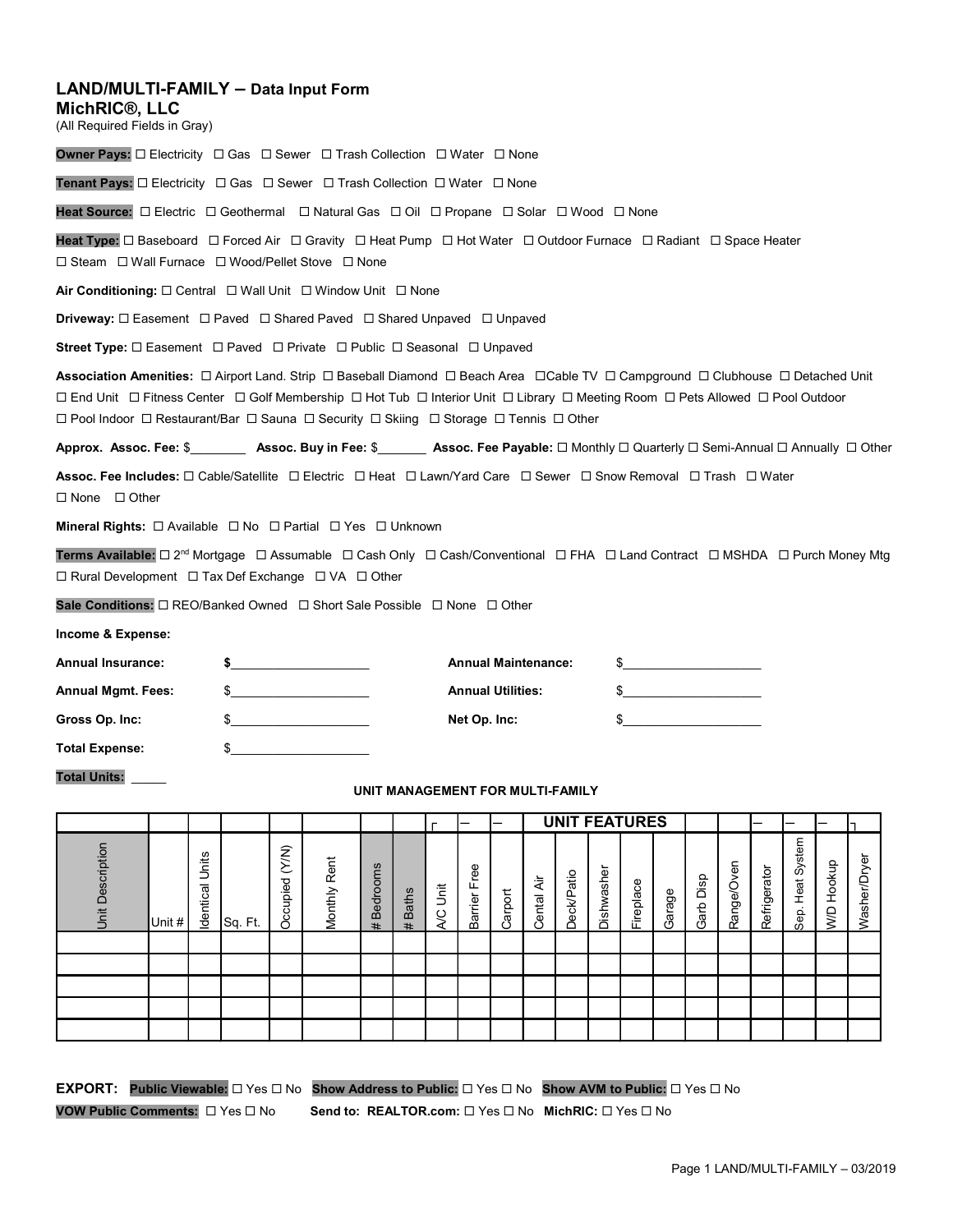# LAND/MULTI-FAMILY – Data Input Form

**MichRIC®, LLC**

(All Required Fields in Gray)

**Owner Pays:** ☐ Electricity ☐ Gas ☐ Sewer ☐ Trash Collection ☐ Water ☐ None

**Tenant Pays:** ☐ Electricity ☐ Gas ☐ Sewer ☐ Trash Collection ☐ Water ☐ None

**Heat Source:** ☐ Electric ☐ Geothermal ☐ Natural Gas ☐ Oil ☐ Propane ☐ Solar ☐ Wood ☐ None

**Heat Type:** ☐ Baseboard ☐ Forced Air ☐ Gravity ☐ Heat Pump ☐ Hot Water ☐ Outdoor Furnace ☐ Radiant ☐ Space Heater ☐ Steam ☐ Wall Furnace ☐ Wood/Pellet Stove ☐ None

**Air Conditioning:** ☐ Central ☐ Wall Unit ☐ Window Unit ☐ None

**Driveway:** ☐ Easement ☐ Paved ☐ Shared Paved ☐ Shared Unpaved ☐ Unpaved

**Street Type:** ☐ Easement ☐ Paved ☐ Private ☐ Public ☐ Seasonal ☐ Unpaved

**Association Amenities:** ☐ Airport Land. Strip ☐ Baseball Diamond ☐ Beach Area ☐Cable TV ☐ Campground ☐ Clubhouse ☐ Detached Unit ☐ End Unit ☐ Fitness Center ☐ Golf Membership ☐ Hot Tub ☐ Interior Unit ☐ Library ☐ Meeting Room ☐ Pets Allowed ☐ Pool Outdoor ☐ Pool Indoor ☐ Restaurant/Bar ☐ Sauna ☐ Security ☐ Skiing ☐ Storage ☐ Tennis ☐ Other

**Approx. Assoc. Fee:** $________ **Assoc. Buy in Fee:** $_______ **Assoc. Fee Payable:** ☐ Monthly ☐ Quarterly ☐ Semi-Annual ☐ Annually ☐ Other

**Assoc. Fee Includes:** ☐ Cable/Satellite ☐ Electric ☐ Heat ☐ Lawn/Yard Care ☐ Sewer ☐ Snow Removal ☐ Trash ☐ Water ☐ None ☐ Other

**Mineral Rights:** ☐ Available ☐ No ☐ Partial ☐ Yes ☐ Unknown

**Terms Available:** ☐ 2nd Mortgage ☐ Assumable ☐ Cash Only ☐ Cash/Conventional ☐ FHA ☐ Land Contract ☐ MSHDA ☐ Purch Money Mtg ☐ Rural Development ☐ Tax Def Exchange ☐ VA ☐ Other

**Sale Conditions:** ☐ REO/Banked Owned ☐ Short Sale Possible ☐ None ☐ Other

**Income & Expense:**

**Annual Insurance:** $____________________ **Annual Maintenance:** $____________________

**Annual Mgmt. Fees:** $____________________ **Annual Utilities:** $____________________

**Gross Op. Inc:** $____________________ **Net Op. Inc:** $____________________

**Total Expense:** $____________________

**Total Units:** _____

**UNIT MANAGEMENT FOR MULTI-FAMILY**

| | | | | | | | | UNIT FEATURES | | | | | | | | | | | | | |
|---|---|---|---|---|---|---|---|---|---|---|---|---|---|---|---|---|---|---|---|---|---|
| Unit Description | Unit # | Identical Units | Sq. Ft. | Occupied (Y/N) | Monthly Rent | # Bedrooms | # Baths | A/C Unit | Barrier Free | Carport | Cental Air | Deck/Patio | Dishwasher | Fireplace | Garage | Garb Disp | Range/Oven | Refrigerator | Sep. Heat System | W/D Hookup | Washer/Dryer |
| | | | | | | | | | | | | | | | | | | | | | |
| | | | | | | | | | | | | | | | | | | | | | |
| | | | | | | | | | | | | | | | | | | | | | |
| | | | | | | | | | | | | | | | | | | | | | |
| | | | | | | | | | | | | | | | | | | | | | |

**EXPORT:** **Public Viewable:** ☐ Yes ☐ No **Show Address to Public:** ☐ Yes ☐ No **Show AVM to Public:** ☐ Yes ☐ No

**VOW Public Comments:** ☐ Yes ☐ No **Send to: REALTOR.com:** ☐ Yes ☐ No **MichRIC:** ☐ Yes ☐ No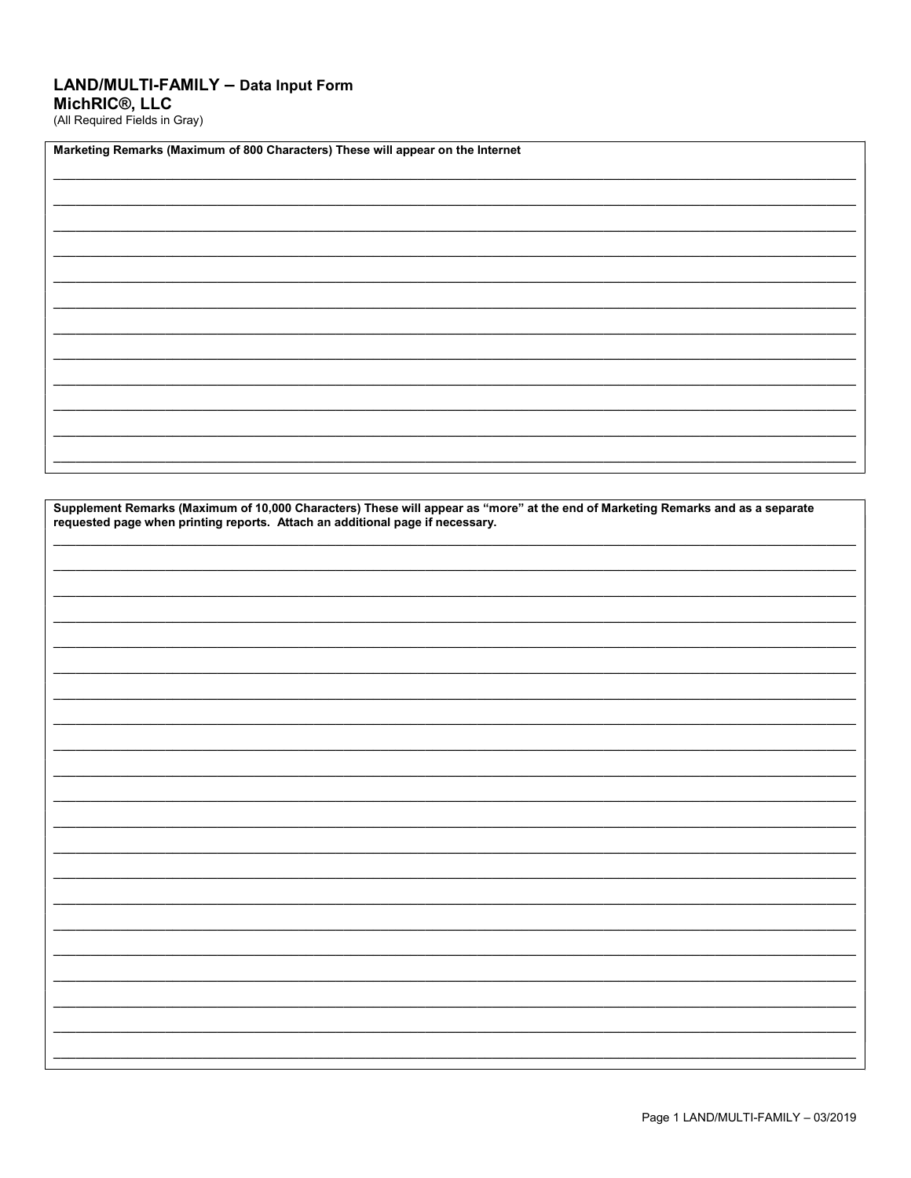## LAND/MULTI-FAMILY – Data Input Form
**MichRIC®, LLC**
(All Required Fields in Gray)

**Marketing Remarks (Maximum of 800 Characters) These will appear on the Internet**

**Supplement Remarks (Maximum of 10,000 Characters) These will appear as "more" at the end of Marketing Remarks and as a separate requested page when printing reports. Attach an additional page if necessary.**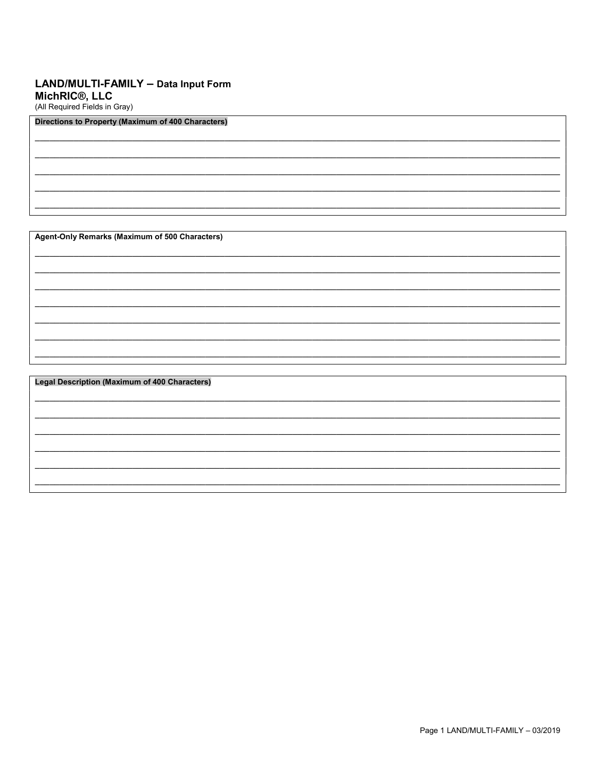## LAND/MULTI-FAMILY – Data Input Form

**MichRIC®, LLC**

(All Required Fields in Gray)

**Directions to Property (Maximum of 400 Characters)**

______________________________________________________________________________________________________

______________________________________________________________________________________________________

______________________________________________________________________________________________________

______________________________________________________________________________________________________

______________________________________________________________________________________________________

**Agent-Only Remarks (Maximum of 500 Characters)**

______________________________________________________________________________________________________

______________________________________________________________________________________________________

______________________________________________________________________________________________________

______________________________________________________________________________________________________

______________________________________________________________________________________________________

______________________________________________________________________________________________________

______________________________________________________________________________________________________

**Legal Description (Maximum of 400 Characters)**

______________________________________________________________________________________________________

______________________________________________________________________________________________________

______________________________________________________________________________________________________

______________________________________________________________________________________________________

______________________________________________________________________________________________________

______________________________________________________________________________________________________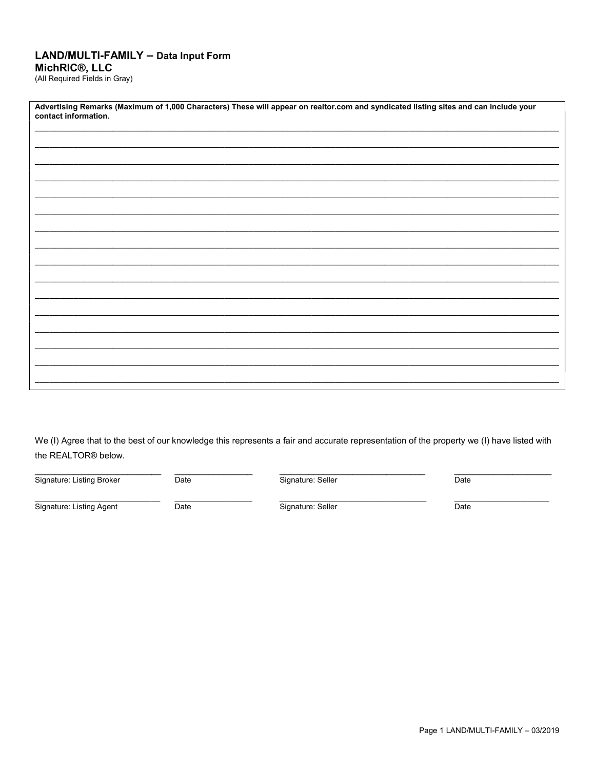## LAND/MULTI-FAMILY – Data Input Form

**MichRIC®, LLC**

(All Required Fields in Gray)

**Advertising Remarks (Maximum of 1,000 Characters) These will appear on realtor.com and syndicated listing sites and can include your contact information.**

______________________________________________________________________________________________

______________________________________________________________________________________________

______________________________________________________________________________________________

______________________________________________________________________________________________

______________________________________________________________________________________________

______________________________________________________________________________________________

______________________________________________________________________________________________

______________________________________________________________________________________________

______________________________________________________________________________________________

______________________________________________________________________________________________

______________________________________________________________________________________________

______________________________________________________________________________________________

______________________________________________________________________________________________

______________________________________________________________________________________________

______________________________________________________________________________________________

______________________________________________________________________________________________

We (I) Agree that to the best of our knowledge this represents a fair and accurate representation of the property we (I) have listed with the REALTOR® below.

| | | | |
|---|---|---|---|
| ____________________ Signature: Listing Broker | ____________ Date | ____________________ Signature: Seller | ____________ Date |
| ____________________ Signature: Listing Agent | ____________ Date | ____________________ Signature: Seller | ____________ Date |